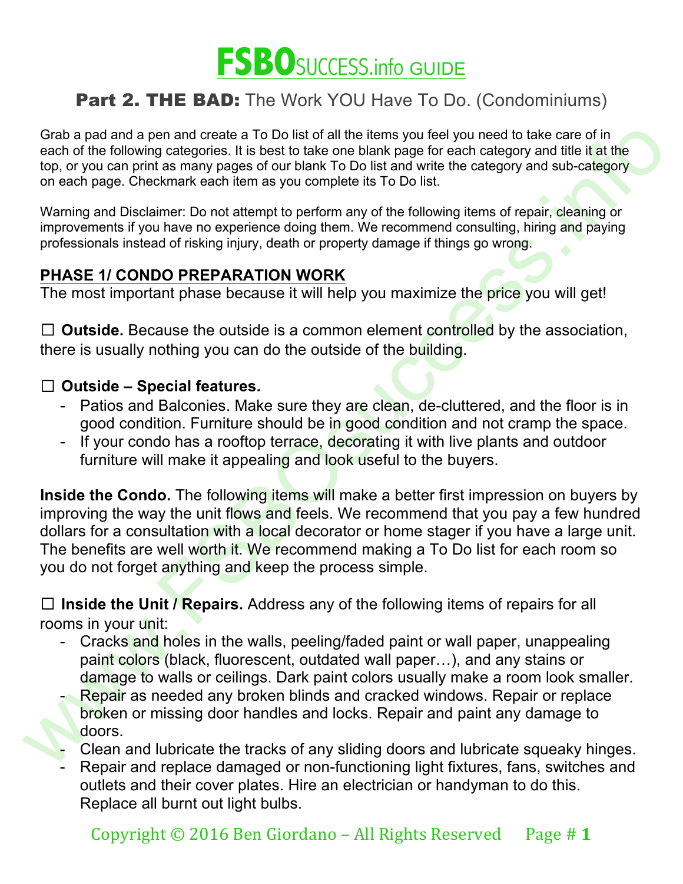# FSBOSUCCESS.info GUIDE

## Part 2. THE BAD: The Work YOU Have To Do. (Condominiums)

Grab a pad and a pen and create a To Do list of all the items you feel you need to take care of in each of the following categories. It is best to take one blank page for each category and title it at the top, or you can print as many pages of our blank To Do list and write the category and sub-category on each page. Checkmark each item as you complete its To Do list.

Warning and Disclaimer: Do not attempt to perform any of the following items of repair, cleaning or improvements if you have no experience doing them. We recommend consulting, hiring and paying professionals instead of risking injury, death or property damage if things go wrong.

### PHASE 1/ CONDO PREPARATION WORK

The most important phase because it will help you maximize the price you will get!

☐ **Outside.** Because the outside is a common element controlled by the association, there is usually nothing you can do the outside of the building.

☐ **Outside – Special features.**

- Patios and Balconies. Make sure they are clean, de-cluttered, and the floor is in good condition. Furniture should be in good condition and not cramp the space.
- If your condo has a rooftop terrace, decorating it with live plants and outdoor furniture will make it appealing and look useful to the buyers.

**Inside the Condo.** The following items will make a better first impression on buyers by improving the way the unit flows and feels. We recommend that you pay a few hundred dollars for a consultation with a local decorator or home stager if you have a large unit. The benefits are well worth it. We recommend making a To Do list for each room so you do not forget anything and keep the process simple.

☐ **Inside the Unit / Repairs.** Address any of the following items of repairs for all rooms in your unit:

- Cracks and holes in the walls, peeling/faded paint or wall paper, unappealing paint colors (black, fluorescent, outdated wall paper…), and any stains or damage to walls or ceilings. Dark paint colors usually make a room look smaller.
- Repair as needed any broken blinds and cracked windows. Repair or replace broken or missing door handles and locks. Repair and paint any damage to doors.
- Clean and lubricate the tracks of any sliding doors and lubricate squeaky hinges.
- Repair and replace damaged or non-functioning light fixtures, fans, switches and outlets and their cover plates. Hire an electrician or handyman to do this. Replace all burnt out light bulbs.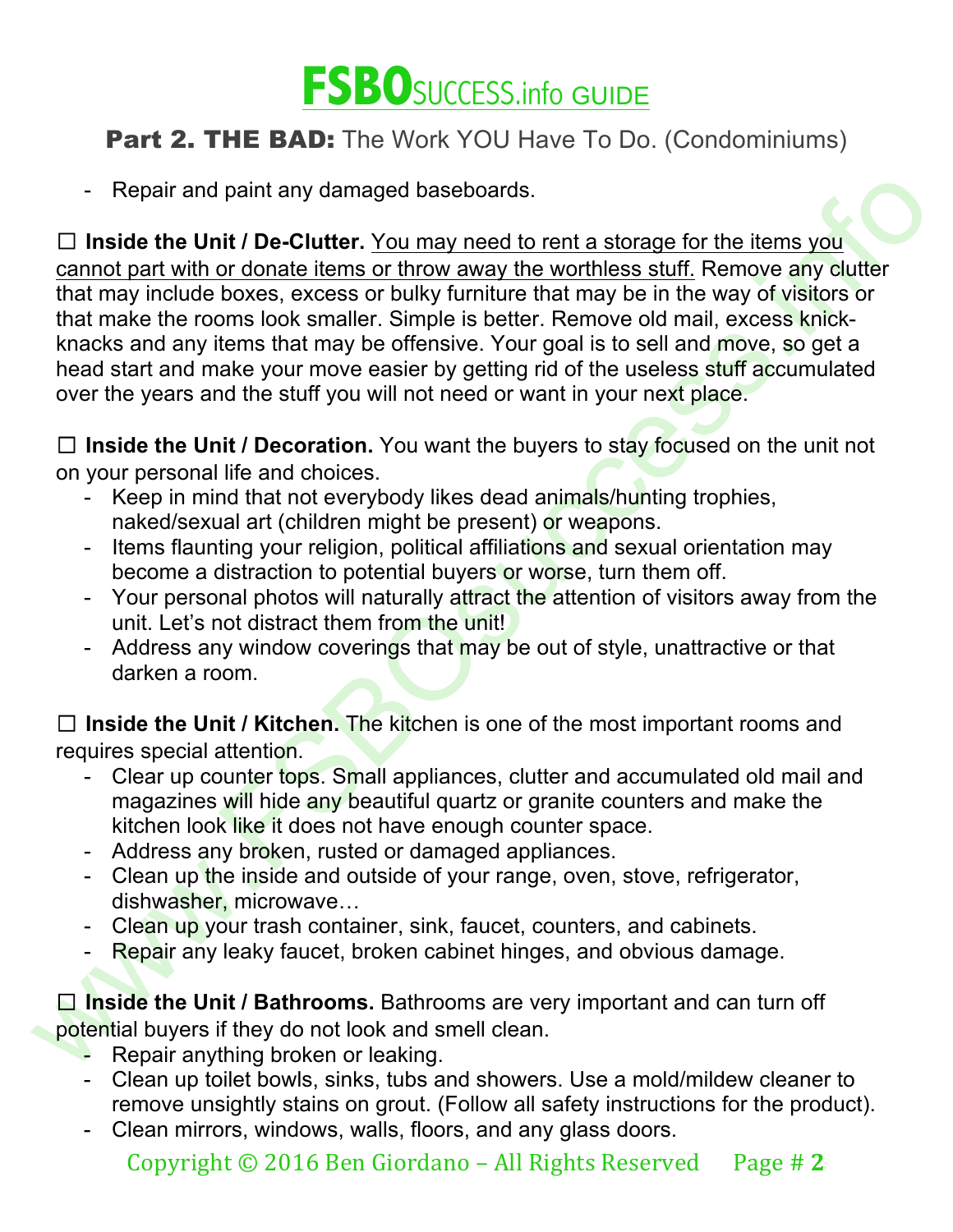- Repair and paint any damaged baseboards.

☐ **Inside the Unit / De-Clutter.** You may need to rent a storage for the items you cannot part with or donate items or throw away the worthless stuff. Remove any clutter that may include boxes, excess or bulky furniture that may be in the way of visitors or that make the rooms look smaller. Simple is better. Remove old mail, excess knick-knacks and any items that may be offensive. Your goal is to sell and move, so get a head start and make your move easier by getting rid of the useless stuff accumulated over the years and the stuff you will not need or want in your next place.

☐ **Inside the Unit / Decoration.** You want the buyers to stay focused on the unit not on your personal life and choices.

- Keep in mind that not everybody likes dead animals/hunting trophies, naked/sexual art (children might be present) or weapons.
- Items flaunting your religion, political affiliations and sexual orientation may become a distraction to potential buyers or worse, turn them off.
- Your personal photos will naturally attract the attention of visitors away from the unit. Let's not distract them from the unit!
- Address any window coverings that may be out of style, unattractive or that darken a room.

☐ **Inside the Unit / Kitchen.** The kitchen is one of the most important rooms and requires special attention.

- Clear up counter tops. Small appliances, clutter and accumulated old mail and magazines will hide any beautiful quartz or granite counters and make the kitchen look like it does not have enough counter space.
- Address any broken, rusted or damaged appliances.
- Clean up the inside and outside of your range, oven, stove, refrigerator, dishwasher, microwave…
- Clean up your trash container, sink, faucet, counters, and cabinets.
- Repair any leaky faucet, broken cabinet hinges, and obvious damage.

☐ **Inside the Unit / Bathrooms.** Bathrooms are very important and can turn off potential buyers if they do not look and smell clean.

- Repair anything broken or leaking.
- Clean up toilet bowls, sinks, tubs and showers. Use a mold/mildew cleaner to remove unsightly stains on grout. (Follow all safety instructions for the product).
- Clean mirrors, windows, walls, floors, and any glass doors.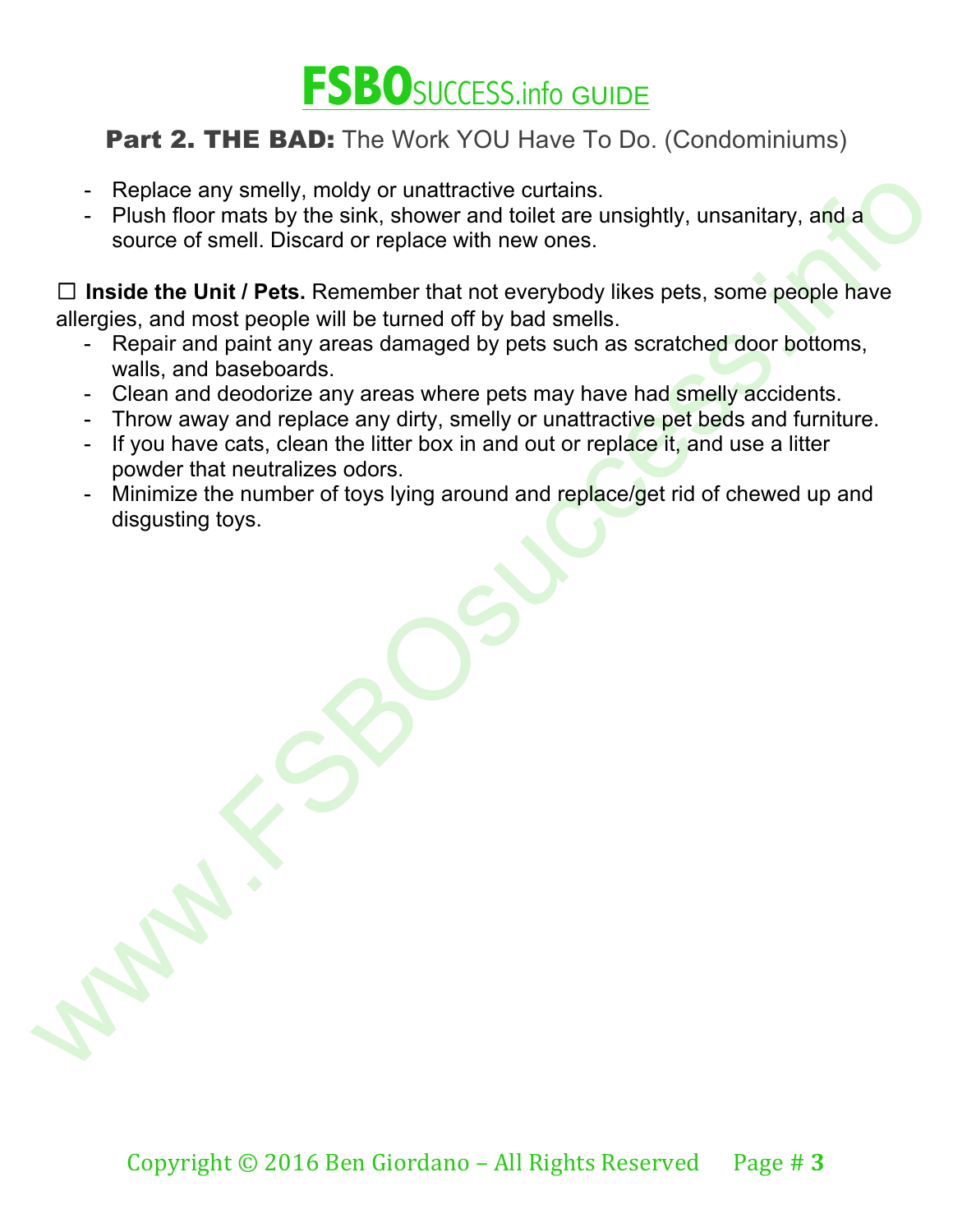- Replace any smelly, moldy or unattractive curtains.
- Plush floor mats by the sink, shower and toilet are unsightly, unsanitary, and a source of smell. Discard or replace with new ones.

☐ **Inside the Unit / Pets.** Remember that not everybody likes pets, some people have allergies, and most people will be turned off by bad smells.

- Repair and paint any areas damaged by pets such as scratched door bottoms, walls, and baseboards.
- Clean and deodorize any areas where pets may have had smelly accidents.
- Throw away and replace any dirty, smelly or unattractive pet beds and furniture.
- If you have cats, clean the litter box in and out or replace it, and use a litter powder that neutralizes odors.
- Minimize the number of toys lying around and replace/get rid of chewed up and disgusting toys.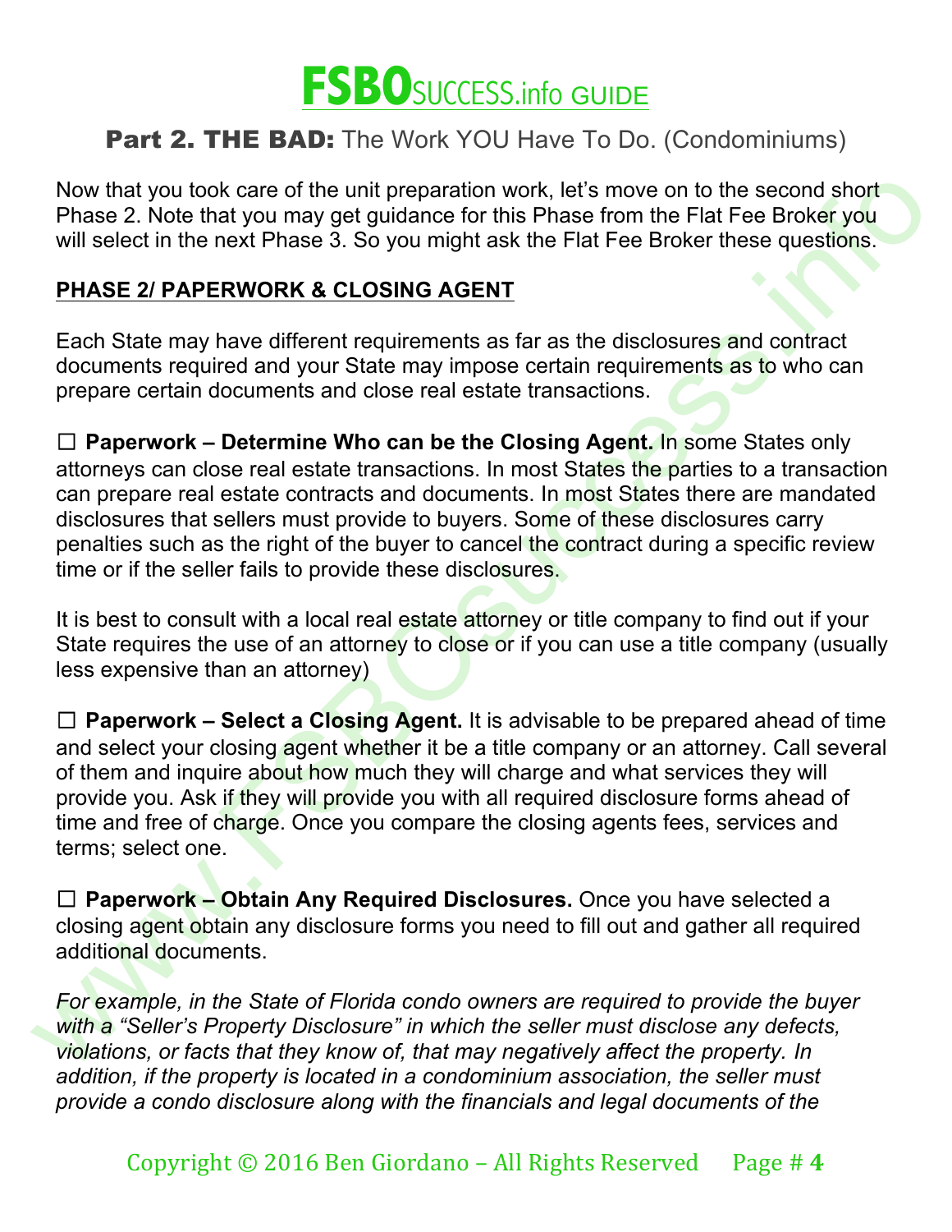# FSBOSUCCESS.info GUIDE

## **Part 2. THE BAD:** The Work YOU Have To Do. (Condominiums)

Now that you took care of the unit preparation work, let's move on to the second short Phase 2. Note that you may get guidance for this Phase from the Flat Fee Broker you will select in the next Phase 3. So you might ask the Flat Fee Broker these questions.

### PHASE 2/ PAPERWORK & CLOSING AGENT

Each State may have different requirements as far as the disclosures and contract documents required and your State may impose certain requirements as to who can prepare certain documents and close real estate transactions.

☐ **Paperwork – Determine Who can be the Closing Agent.** In some States only attorneys can close real estate transactions. In most States the parties to a transaction can prepare real estate contracts and documents. In most States there are mandated disclosures that sellers must provide to buyers. Some of these disclosures carry penalties such as the right of the buyer to cancel the contract during a specific review time or if the seller fails to provide these disclosures.

It is best to consult with a local real estate attorney or title company to find out if your State requires the use of an attorney to close or if you can use a title company (usually less expensive than an attorney)

☐ **Paperwork – Select a Closing Agent.** It is advisable to be prepared ahead of time and select your closing agent whether it be a title company or an attorney. Call several of them and inquire about how much they will charge and what services they will provide you. Ask if they will provide you with all required disclosure forms ahead of time and free of charge. Once you compare the closing agents fees, services and terms; select one.

☐ **Paperwork – Obtain Any Required Disclosures.** Once you have selected a closing agent obtain any disclosure forms you need to fill out and gather all required additional documents.

*For example, in the State of Florida condo owners are required to provide the buyer with a "Seller's Property Disclosure" in which the seller must disclose any defects, violations, or facts that they know of, that may negatively affect the property. In addition, if the property is located in a condominium association, the seller must provide a condo disclosure along with the financials and legal documents of the*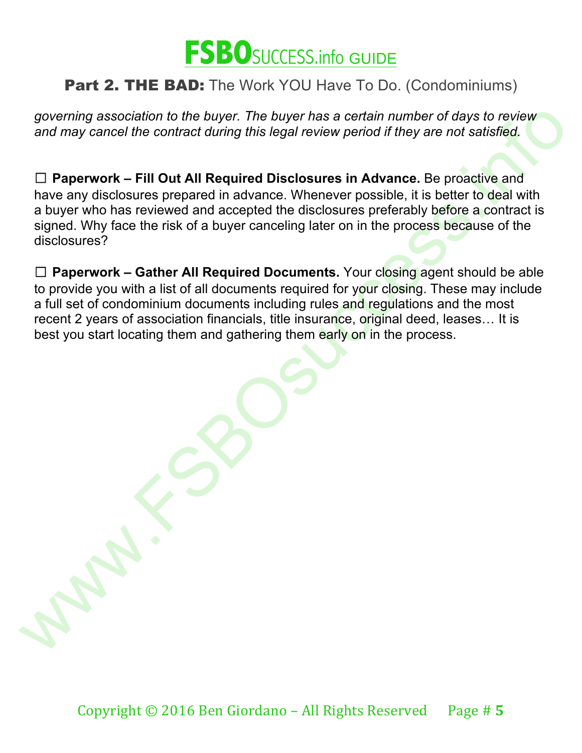*governing association to the buyer. The buyer has a certain number of days to review and may cancel the contract during this legal review period if they are not satisfied.*

☐ **Paperwork – Fill Out All Required Disclosures in Advance.** Be proactive and have any disclosures prepared in advance. Whenever possible, it is better to deal with a buyer who has reviewed and accepted the disclosures preferably before a contract is signed. Why face the risk of a buyer canceling later on in the process because of the disclosures?

☐ **Paperwork – Gather All Required Documents.** Your closing agent should be able to provide you with a list of all documents required for your closing. These may include a full set of condominium documents including rules and regulations and the most recent 2 years of association financials, title insurance, original deed, leases… It is best you start locating them and gathering them early on in the process.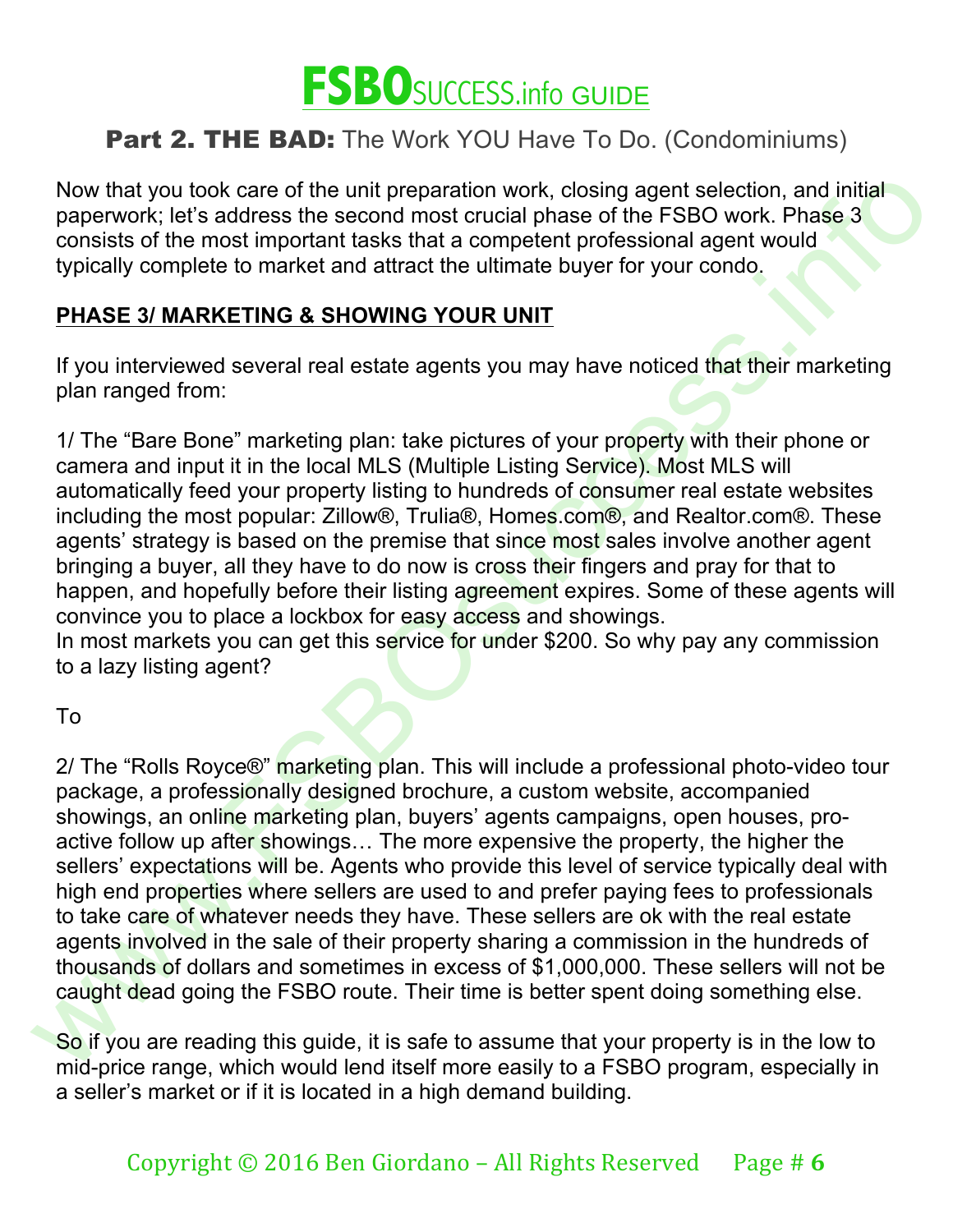# FSBOSUCCESS.info GUIDE

## Part 2. THE BAD: The Work YOU Have To Do. (Condominiums)

Now that you took care of the unit preparation work, closing agent selection, and initial paperwork; let's address the second most crucial phase of the FSBO work. Phase 3 consists of the most important tasks that a competent professional agent would typically complete to market and attract the ultimate buyer for your condo.

### PHASE 3/ MARKETING & SHOWING YOUR UNIT

If you interviewed several real estate agents you may have noticed that their marketing plan ranged from:

1/ The "Bare Bone" marketing plan: take pictures of your property with their phone or camera and input it in the local MLS (Multiple Listing Service). Most MLS will automatically feed your property listing to hundreds of consumer real estate websites including the most popular: Zillow®, Trulia®, Homes.com®, and Realtor.com®. These agents' strategy is based on the premise that since most sales involve another agent bringing a buyer, all they have to do now is cross their fingers and pray for that to happen, and hopefully before their listing agreement expires. Some of these agents will convince you to place a lockbox for easy access and showings.
In most markets you can get this service for under $200. So why pay any commission to a lazy listing agent?

To

2/ The "Rolls Royce®" marketing plan. This will include a professional photo-video tour package, a professionally designed brochure, a custom website, accompanied showings, an online marketing plan, buyers' agents campaigns, open houses, pro-active follow up after showings… The more expensive the property, the higher the sellers' expectations will be. Agents who provide this level of service typically deal with high end properties where sellers are used to and prefer paying fees to professionals to take care of whatever needs they have. These sellers are ok with the real estate agents involved in the sale of their property sharing a commission in the hundreds of thousands of dollars and sometimes in excess of $1,000,000. These sellers will not be caught dead going the FSBO route. Their time is better spent doing something else.

So if you are reading this guide, it is safe to assume that your property is in the low to mid-price range, which would lend itself more easily to a FSBO program, especially in a seller's market or if it is located in a high demand building.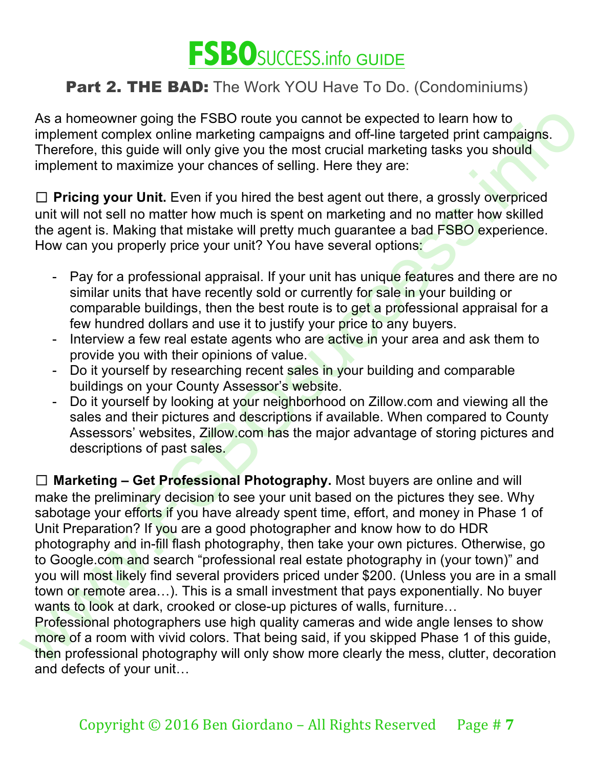# FSBOSUCCESS.info GUIDE

## **Part 2. THE BAD:** The Work YOU Have To Do. (Condominiums)

As a homeowner going the FSBO route you cannot be expected to learn how to implement complex online marketing campaigns and off-line targeted print campaigns. Therefore, this guide will only give you the most crucial marketing tasks you should implement to maximize your chances of selling. Here they are:

☐ **Pricing your Unit.** Even if you hired the best agent out there, a grossly overpriced unit will not sell no matter how much is spent on marketing and no matter how skilled the agent is. Making that mistake will pretty much guarantee a bad FSBO experience. How can you properly price your unit? You have several options:

- Pay for a professional appraisal. If your unit has unique features and there are no similar units that have recently sold or currently for sale in your building or comparable buildings, then the best route is to get a professional appraisal for a few hundred dollars and use it to justify your price to any buyers.
- Interview a few real estate agents who are active in your area and ask them to provide you with their opinions of value.
- Do it yourself by researching recent sales in your building and comparable buildings on your County Assessor's website.
- Do it yourself by looking at your neighborhood on Zillow.com and viewing all the sales and their pictures and descriptions if available. When compared to County Assessors' websites, Zillow.com has the major advantage of storing pictures and descriptions of past sales.

☐ **Marketing – Get Professional Photography.** Most buyers are online and will make the preliminary decision to see your unit based on the pictures they see. Why sabotage your efforts if you have already spent time, effort, and money in Phase 1 of Unit Preparation? If you are a good photographer and know how to do HDR photography and in-fill flash photography, then take your own pictures. Otherwise, go to Google.com and search "professional real estate photography in (your town)" and you will most likely find several providers priced under $200. (Unless you are in a small town or remote area…). This is a small investment that pays exponentially. No buyer wants to look at dark, crooked or close-up pictures of walls, furniture…
Professional photographers use high quality cameras and wide angle lenses to show more of a room with vivid colors. That being said, if you skipped Phase 1 of this guide, then professional photography will only show more clearly the mess, clutter, decoration and defects of your unit…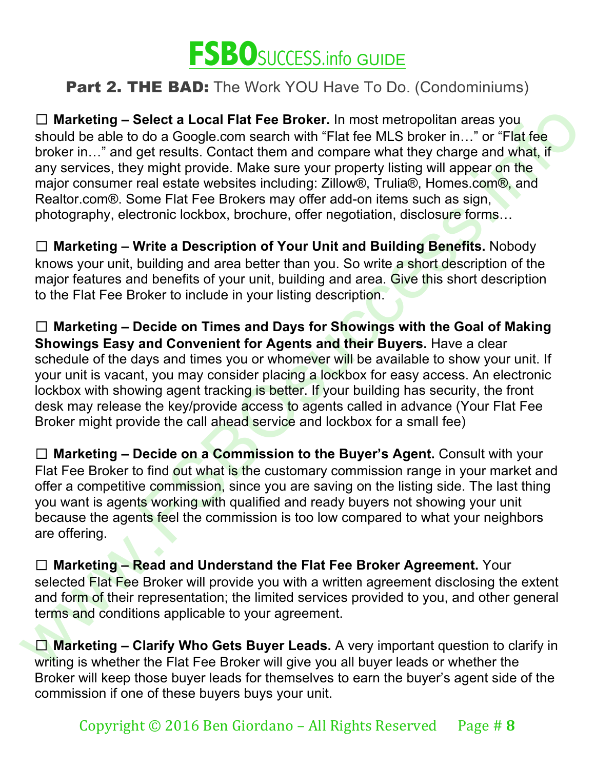# FSBOSUCCESS.info GUIDE

## Part 2. THE BAD: The Work YOU Have To Do. (Condominiums)

☐ **Marketing – Select a Local Flat Fee Broker.** In most metropolitan areas you should be able to do a Google.com search with "Flat fee MLS broker in…" or "Flat fee broker in…" and get results. Contact them and compare what they charge and what, if any services, they might provide. Make sure your property listing will appear on the major consumer real estate websites including: Zillow®, Trulia®, Homes.com®, and Realtor.com®. Some Flat Fee Brokers may offer add-on items such as sign, photography, electronic lockbox, brochure, offer negotiation, disclosure forms…

☐ **Marketing – Write a Description of Your Unit and Building Benefits.** Nobody knows your unit, building and area better than you. So write a short description of the major features and benefits of your unit, building and area. Give this short description to the Flat Fee Broker to include in your listing description.

☐ **Marketing – Decide on Times and Days for Showings with the Goal of Making Showings Easy and Convenient for Agents and their Buyers.** Have a clear schedule of the days and times you or whomever will be available to show your unit. If your unit is vacant, you may consider placing a lockbox for easy access. An electronic lockbox with showing agent tracking is better. If your building has security, the front desk may release the key/provide access to agents called in advance (Your Flat Fee Broker might provide the call ahead service and lockbox for a small fee)

☐ **Marketing – Decide on a Commission to the Buyer's Agent.** Consult with your Flat Fee Broker to find out what is the customary commission range in your market and offer a competitive commission, since you are saving on the listing side. The last thing you want is agents working with qualified and ready buyers not showing your unit because the agents feel the commission is too low compared to what your neighbors are offering.

☐ **Marketing – Read and Understand the Flat Fee Broker Agreement.** Your selected Flat Fee Broker will provide you with a written agreement disclosing the extent and form of their representation; the limited services provided to you, and other general terms and conditions applicable to your agreement.

☐ **Marketing – Clarify Who Gets Buyer Leads.** A very important question to clarify in writing is whether the Flat Fee Broker will give you all buyer leads or whether the Broker will keep those buyer leads for themselves to earn the buyer's agent side of the commission if one of these buyers buys your unit.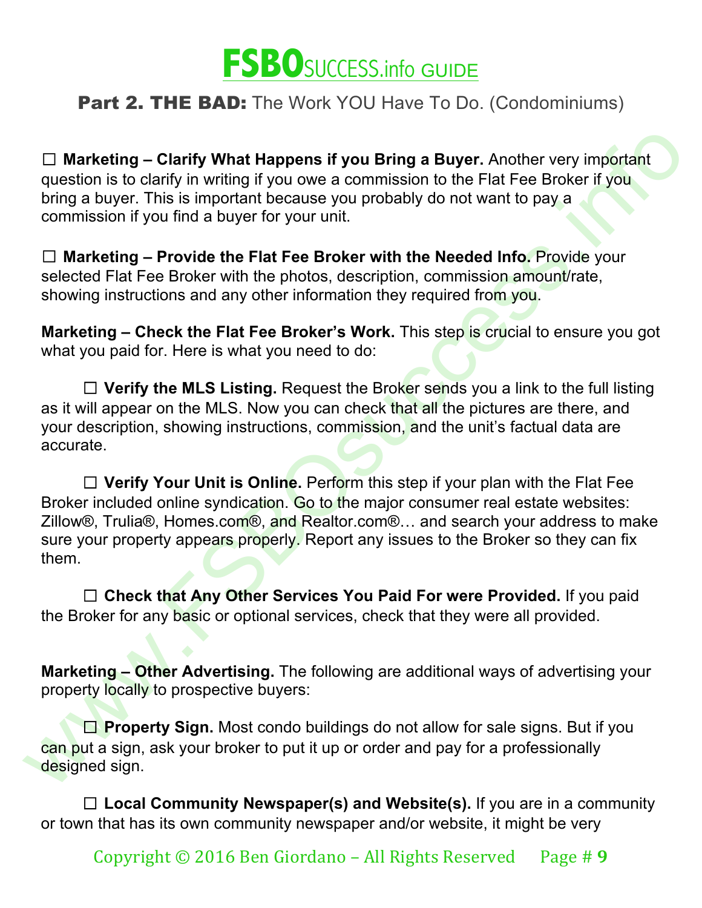# FSBOSUCCESS.info GUIDE

## Part 2. THE BAD: The Work YOU Have To Do. (Condominiums)

☐ **Marketing – Clarify What Happens if you Bring a Buyer.** Another very important question is to clarify in writing if you owe a commission to the Flat Fee Broker if you bring a buyer. This is important because you probably do not want to pay a commission if you find a buyer for your unit.

☐ **Marketing – Provide the Flat Fee Broker with the Needed Info.** Provide your selected Flat Fee Broker with the photos, description, commission amount/rate, showing instructions and any other information they required from you.

**Marketing – Check the Flat Fee Broker's Work.** This step is crucial to ensure you got what you paid for. Here is what you need to do:

☐ **Verify the MLS Listing.** Request the Broker sends you a link to the full listing as it will appear on the MLS. Now you can check that all the pictures are there, and your description, showing instructions, commission, and the unit's factual data are accurate.

☐ **Verify Your Unit is Online.** Perform this step if your plan with the Flat Fee Broker included online syndication. Go to the major consumer real estate websites: Zillow®, Trulia®, Homes.com®, and Realtor.com®… and search your address to make sure your property appears properly. Report any issues to the Broker so they can fix them.

☐ **Check that Any Other Services You Paid For were Provided.** If you paid the Broker for any basic or optional services, check that they were all provided.

**Marketing – Other Advertising.** The following are additional ways of advertising your property locally to prospective buyers:

☐ **Property Sign.** Most condo buildings do not allow for sale signs. But if you can put a sign, ask your broker to put it up or order and pay for a professionally designed sign.

☐ **Local Community Newspaper(s) and Website(s).** If you are in a community or town that has its own community newspaper and/or website, it might be very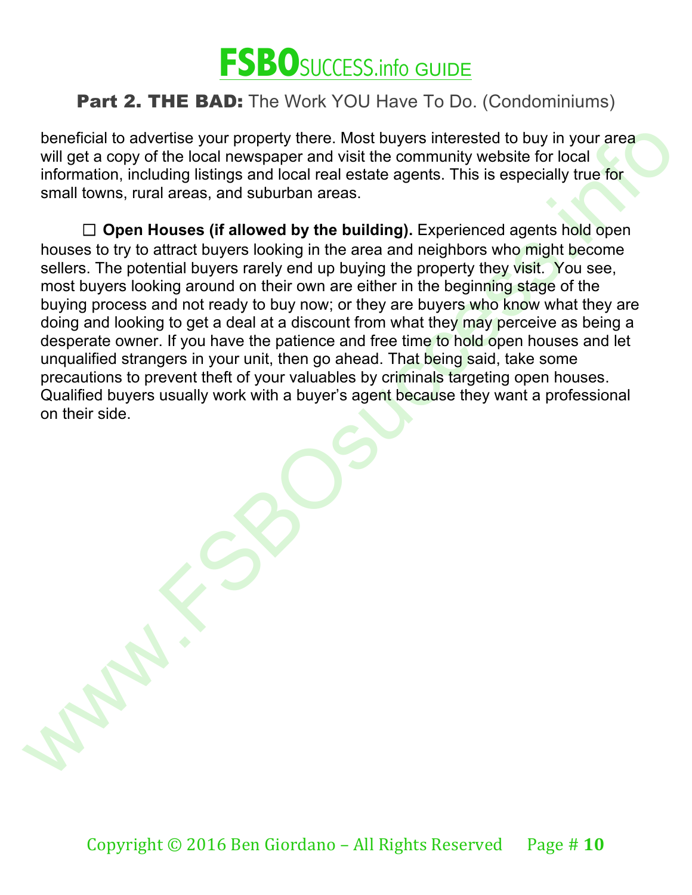beneficial to advertise your property there. Most buyers interested to buy in your area will get a copy of the local newspaper and visit the community website for local information, including listings and local real estate agents. This is especially true for small towns, rural areas, and suburban areas.

☐ **Open Houses (if allowed by the building).** Experienced agents hold open houses to try to attract buyers looking in the area and neighbors who might become sellers. The potential buyers rarely end up buying the property they visit. You see, most buyers looking around on their own are either in the beginning stage of the buying process and not ready to buy now; or they are buyers who know what they are doing and looking to get a deal at a discount from what they may perceive as being a desperate owner. If you have the patience and free time to hold open houses and let unqualified strangers in your unit, then go ahead. That being said, take some precautions to prevent theft of your valuables by criminals targeting open houses. Qualified buyers usually work with a buyer's agent because they want a professional on their side.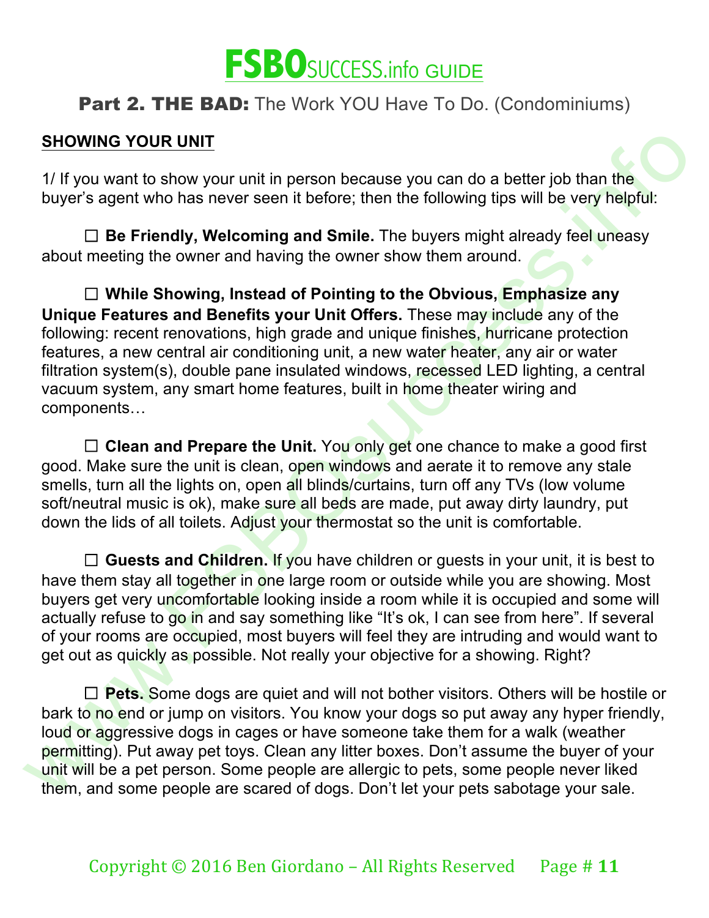# FSBOSUCCESS.info GUIDE

## Part 2. THE BAD: The Work YOU Have To Do. (Condominiums)

**SHOWING YOUR UNIT**

1/ If you want to show your unit in person because you can do a better job than the buyer's agent who has never seen it before; then the following tips will be very helpful:

☐ **Be Friendly, Welcoming and Smile.** The buyers might already feel uneasy about meeting the owner and having the owner show them around.

☐ **While Showing, Instead of Pointing to the Obvious, Emphasize any Unique Features and Benefits your Unit Offers.** These may include any of the following: recent renovations, high grade and unique finishes, hurricane protection features, a new central air conditioning unit, a new water heater, any air or water filtration system(s), double pane insulated windows, recessed LED lighting, a central vacuum system, any smart home features, built in home theater wiring and components…

☐ **Clean and Prepare the Unit.** You only get one chance to make a good first good. Make sure the unit is clean, open windows and aerate it to remove any stale smells, turn all the lights on, open all blinds/curtains, turn off any TVs (low volume soft/neutral music is ok), make sure all beds are made, put away dirty laundry, put down the lids of all toilets. Adjust your thermostat so the unit is comfortable.

☐ **Guests and Children.** If you have children or guests in your unit, it is best to have them stay all together in one large room or outside while you are showing. Most buyers get very uncomfortable looking inside a room while it is occupied and some will actually refuse to go in and say something like "It's ok, I can see from here". If several of your rooms are occupied, most buyers will feel they are intruding and would want to get out as quickly as possible. Not really your objective for a showing. Right?

☐ **Pets.** Some dogs are quiet and will not bother visitors. Others will be hostile or bark to no end or jump on visitors. You know your dogs so put away any hyper friendly, loud or aggressive dogs in cages or have someone take them for a walk (weather permitting). Put away pet toys. Clean any litter boxes. Don't assume the buyer of your unit will be a pet person. Some people are allergic to pets, some people never liked them, and some people are scared of dogs. Don't let your pets sabotage your sale.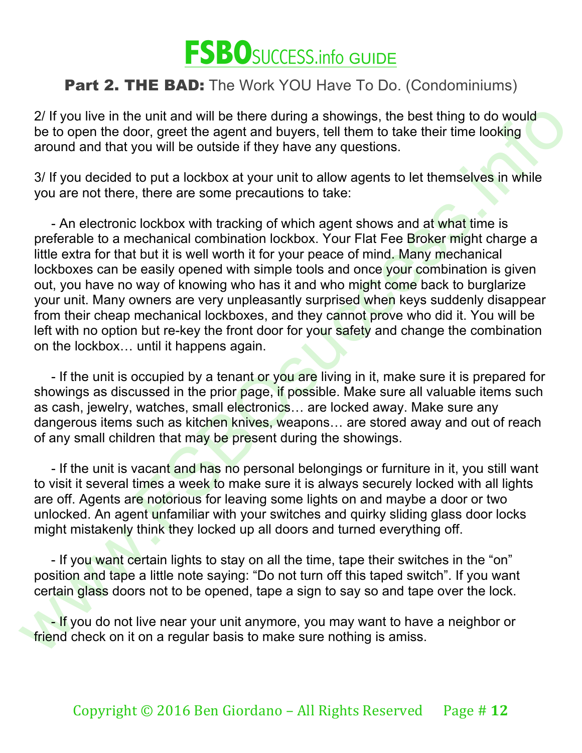# FSBOSUCCESS.info GUIDE

## Part 2. THE BAD: The Work YOU Have To Do. (Condominiums)

2/ If you live in the unit and will be there during a showings, the best thing to do would be to open the door, greet the agent and buyers, tell them to take their time looking around and that you will be outside if they have any questions.

3/ If you decided to put a lockbox at your unit to allow agents to let themselves in while you are not there, there are some precautions to take:

- An electronic lockbox with tracking of which agent shows and at what time is preferable to a mechanical combination lockbox. Your Flat Fee Broker might charge a little extra for that but it is well worth it for your peace of mind. Many mechanical lockboxes can be easily opened with simple tools and once your combination is given out, you have no way of knowing who has it and who might come back to burglarize your unit. Many owners are very unpleasantly surprised when keys suddenly disappear from their cheap mechanical lockboxes, and they cannot prove who did it. You will be left with no option but re-key the front door for your safety and change the combination on the lockbox… until it happens again.

- If the unit is occupied by a tenant or you are living in it, make sure it is prepared for showings as discussed in the prior page, if possible. Make sure all valuable items such as cash, jewelry, watches, small electronics… are locked away. Make sure any dangerous items such as kitchen knives, weapons… are stored away and out of reach of any small children that may be present during the showings.

- If the unit is vacant and has no personal belongings or furniture in it, you still want to visit it several times a week to make sure it is always securely locked with all lights are off. Agents are notorious for leaving some lights on and maybe a door or two unlocked. An agent unfamiliar with your switches and quirky sliding glass door locks might mistakenly think they locked up all doors and turned everything off.

- If you want certain lights to stay on all the time, tape their switches in the "on" position and tape a little note saying: "Do not turn off this taped switch". If you want certain glass doors not to be opened, tape a sign to say so and tape over the lock.

- If you do not live near your unit anymore, you may want to have a neighbor or friend check on it on a regular basis to make sure nothing is amiss.

Copyright © 2016 Ben Giordano – All Rights Reserved